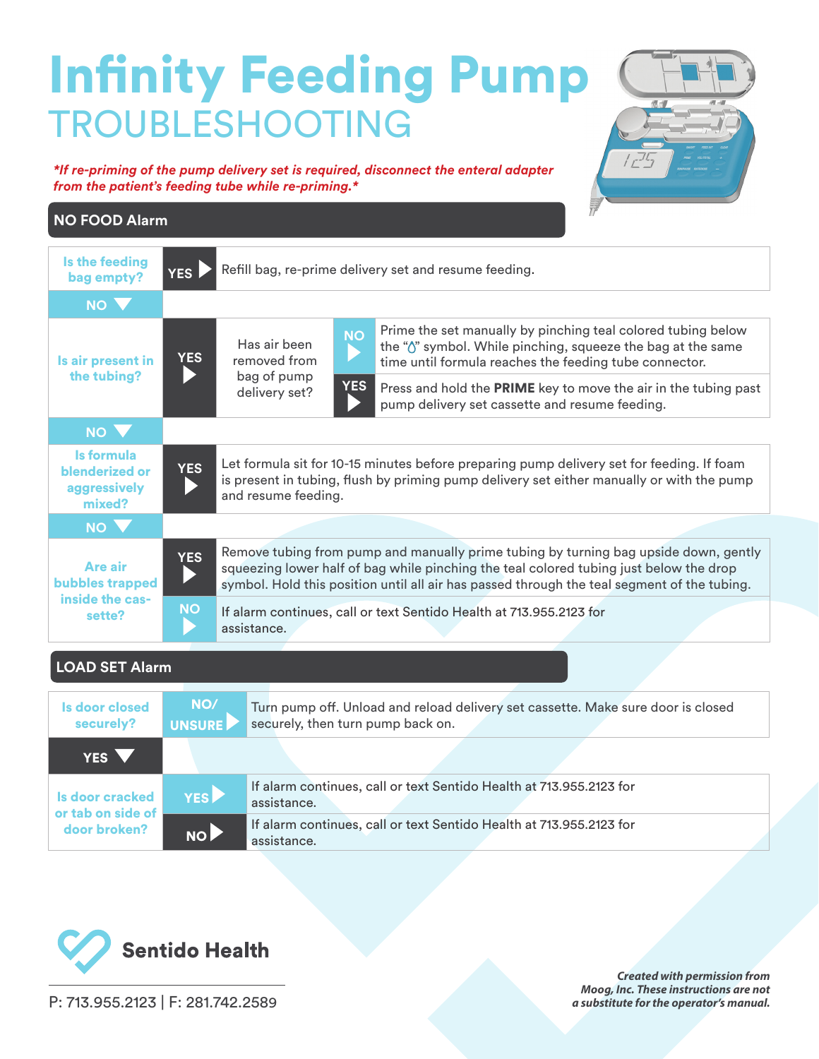# Infinity Feeding Pump

## TROUBLESHOOTING

***If re-priming of the pump delivery set is required, disconnect the enteral adapter from the patient's feeding tube while re-priming.***

### NO FOOD Alarm

| Question | Answer | Follow-up | Answer | Action |
|---|---|---|---|---|
| Is the feeding bag empty? | YES | | | Refill bag, re-prime delivery set and resume feeding. |
| NO ▼ | | | | |
| Is air present in the tubing? | YES | Has air been removed from bag of pump delivery set? | NO | Prime the set manually by pinching teal colored tubing below the "💧" symbol. While pinching, squeeze the bag at the same time until formula reaches the feeding tube connector. |
| | | | YES | Press and hold the **PRIME** key to move the air in the tubing past pump delivery set cassette and resume feeding. |
| NO ▼ | | | | |
| Is formula blenderized or aggressively mixed? | YES | | | Let formula sit for 10-15 minutes before preparing pump delivery set for feeding. If foam is present in tubing, flush by priming pump delivery set either manually or with the pump and resume feeding. |
| NO ▼ | | | | |
| Are air bubbles trapped inside the cassette? | YES | | | Remove tubing from pump and manually prime tubing by turning bag upside down, gently squeezing lower half of bag while pinching the teal colored tubing just below the drop symbol. Hold this position until all air has passed through the teal segment of the tubing. |
| | NO | | | If alarm continues, call or text Sentido Health at 713.955.2123 for assistance. |

### LOAD SET Alarm

| Question | Answer | Action |
|---|---|---|
| Is door closed securely? | NO/UNSURE | Turn pump off. Unload and reload delivery set cassette. Make sure door is closed securely, then turn pump back on. |
| YES ▼ | | |
| Is door cracked or tab on side of door broken? | YES | If alarm continues, call or text Sentido Health at 713.955.2123 for assistance. |
| | NO | If alarm continues, call or text Sentido Health at 713.955.2123 for assistance. |

**Sentido Health**

P: 713.955.2123 | F: 281.742.2589

***Created with permission from Moog, Inc. These instructions are not a substitute for the operator's manual.***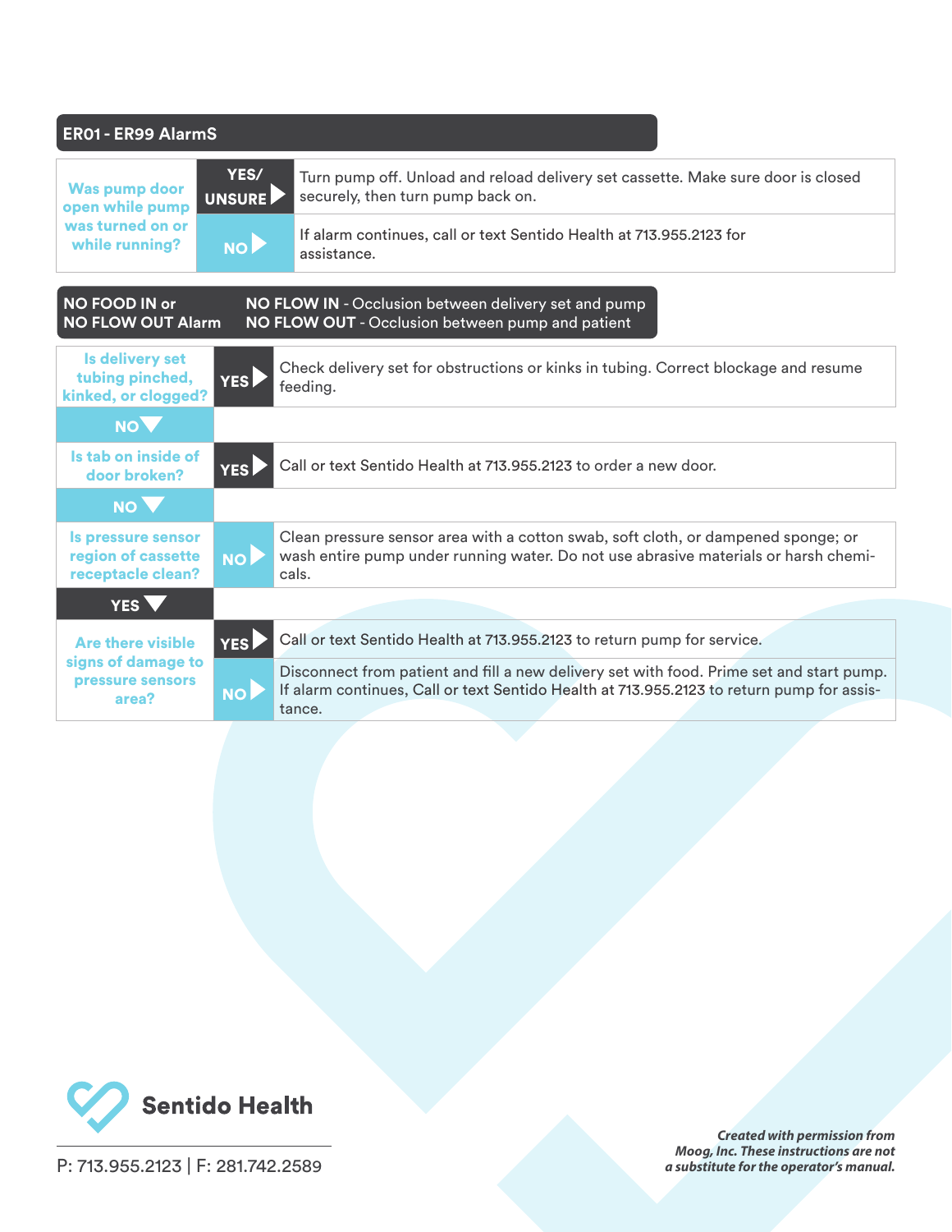## ER01 - ER99 AlarmS

| | | |
|---|---|---|
| Was pump door open while pump was turned on or while running? | YES/ UNSURE | Turn pump off. Unload and reload delivery set cassette. Make sure door is closed securely, then turn pump back on. |
| | NO | If alarm continues, call or text Sentido Health at 713.955.2123 for assistance. |

## NO FOOD IN or NO FLOW OUT Alarm

**NO FLOW IN** - Occlusion between delivery set and pump
**NO FLOW OUT** - Occlusion between pump and patient

| | | |
|---|---|---|
| Is delivery set tubing pinched, kinked, or clogged? | YES | Check delivery set for obstructions or kinks in tubing. Correct blockage and resume feeding. |
| NO ▼ | | |
| Is tab on inside of door broken? | YES | Call or text Sentido Health at 713.955.2123 to order a new door. |
| NO ▼ | | |
| Is pressure sensor region of cassette receptacle clean? | NO | Clean pressure sensor area with a cotton swab, soft cloth, or dampened sponge; or wash entire pump under running water. Do not use abrasive materials or harsh chemicals. |
| YES ▼ | | |
| Are there visible signs of damage to pressure sensors area? | YES | Call or text Sentido Health at 713.955.2123 to return pump for service. |
| | NO | Disconnect from patient and fill a new delivery set with food. Prime set and start pump. If alarm continues, Call or text Sentido Health at 713.955.2123 to return pump for assistance. |

**Sentido Health**

P: 713.955.2123 | F: 281.742.2589

***Created with permission from Moog, Inc. These instructions are not a substitute for the operator's manual.***